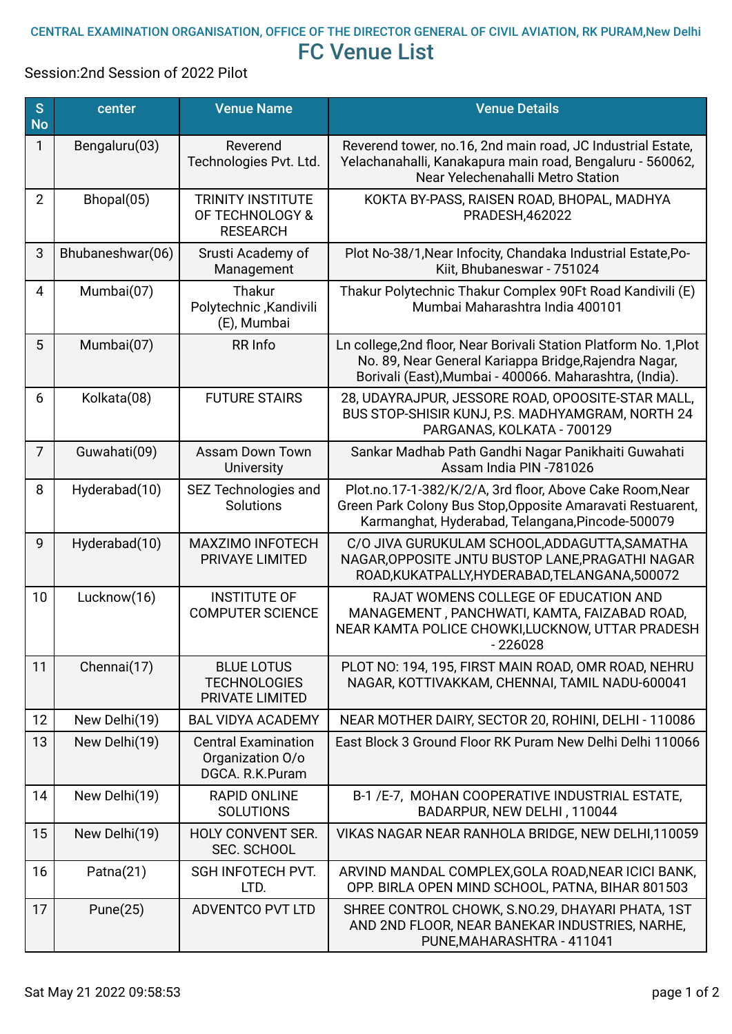CENTRAL EXAMINATION ORGANISATION, OFFICE OF THE DIRECTOR GENERAL OF CIVIL AVIATION, RK PURAM,New Delhi

# FC Venue List

Session:2nd Session of 2022 Pilot

| S No | center | Venue Name | Venue Details |
|---|---|---|---|
| 1 | Bengaluru(03) | Reverend Technologies Pvt. Ltd. | Reverend tower, no.16, 2nd main road, JC Industrial Estate, Yelachanahalli, Kanakapura main road, Bengaluru - 560062, Near Yelechenahalli Metro Station |
| 2 | Bhopal(05) | TRINITY INSTITUTE OF TECHNOLOGY & RESEARCH | KOKTA BY-PASS, RAISEN ROAD, BHOPAL, MADHYA PRADESH,462022 |
| 3 | Bhubaneshwar(06) | Srusti Academy of Management | Plot No-38/1,Near Infocity, Chandaka Industrial Estate,Po-Kiit, Bhubaneswar - 751024 |
| 4 | Mumbai(07) | Thakur Polytechnic ,Kandivili (E), Mumbai | Thakur Polytechnic Thakur Complex 90Ft Road Kandivili (E) Mumbai Maharashtra India 400101 |
| 5 | Mumbai(07) | RR Info | Ln college,2nd floor, Near Borivali Station Platform No. 1,Plot No. 89, Near General Kariappa Bridge,Rajendra Nagar, Borivali (East),Mumbai - 400066. Maharashtra, (India). |
| 6 | Kolkata(08) | FUTURE STAIRS | 28, UDAYRAJPUR, JESSORE ROAD, OPOOSITE-STAR MALL, BUS STOP-SHISIR KUNJ, P.S. MADHYAMGRAM, NORTH 24 PARGANAS, KOLKATA - 700129 |
| 7 | Guwahati(09) | Assam Down Town University | Sankar Madhab Path Gandhi Nagar Panikhaiti Guwahati Assam India PIN -781026 |
| 8 | Hyderabad(10) | SEZ Technologies and Solutions | Plot.no.17-1-382/K/2/A, 3rd floor, Above Cake Room,Near Green Park Colony Bus Stop,Opposite Amaravati Restuarent, Karmanghat, Hyderabad, Telangana,Pincode-500079 |
| 9 | Hyderabad(10) | MAXZIMO INFOTECH PRIVAYE LIMITED | C/O JIVA GURUKULAM SCHOOL,ADDAGUTTA,SAMATHA NAGAR,OPPOSITE JNTU BUSTOP LANE,PRAGATHI NAGAR ROAD,KUKATPALLY,HYDERABAD,TELANGANA,500072 |
| 10 | Lucknow(16) | INSTITUTE OF COMPUTER SCIENCE | RAJAT WOMENS COLLEGE OF EDUCATION AND MANAGEMENT , PANCHWATI, KAMTA, FAIZABAD ROAD, NEAR KAMTA POLICE CHOWKI,LUCKNOW, UTTAR PRADESH - 226028 |
| 11 | Chennai(17) | BLUE LOTUS TECHNOLOGIES PRIVATE LIMITED | PLOT NO: 194, 195, FIRST MAIN ROAD, OMR ROAD, NEHRU NAGAR, KOTTIVAKKAM, CHENNAI, TAMIL NADU-600041 |
| 12 | New Delhi(19) | BAL VIDYA ACADEMY | NEAR MOTHER DAIRY, SECTOR 20, ROHINI, DELHI - 110086 |
| 13 | New Delhi(19) | Central Examination Organization O/o DGCA. R.K.Puram | East Block 3 Ground Floor RK Puram New Delhi Delhi 110066 |
| 14 | New Delhi(19) | RAPID ONLINE SOLUTIONS | B-1 /E-7, MOHAN COOPERATIVE INDUSTRIAL ESTATE, BADARPUR, NEW DELHI , 110044 |
| 15 | New Delhi(19) | HOLY CONVENT SER. SEC. SCHOOL | VIKAS NAGAR NEAR RANHOLA BRIDGE, NEW DELHI,110059 |
| 16 | Patna(21) | SGH INFOTECH PVT. LTD. | ARVIND MANDAL COMPLEX,GOLA ROAD,NEAR ICICI BANK, OPP. BIRLA OPEN MIND SCHOOL, PATNA, BIHAR 801503 |
| 17 | Pune(25) | ADVENTCO PVT LTD | SHREE CONTROL CHOWK, S.NO.29, DHAYARI PHATA, 1ST AND 2ND FLOOR, NEAR BANEKAR INDUSTRIES, NARHE, PUNE,MAHARASHTRA - 411041 |

Sat May 21 2022 09:58:53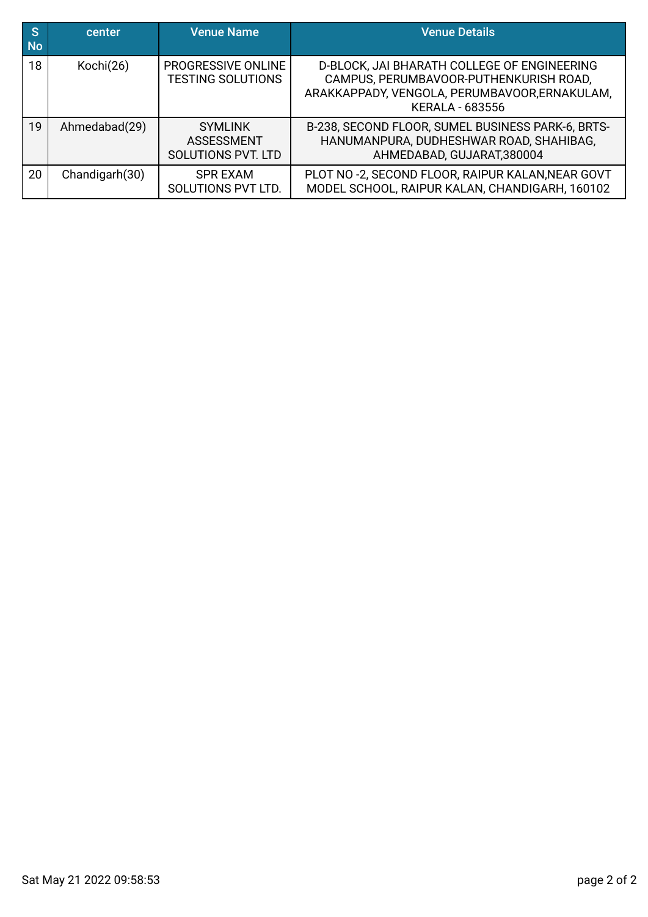| S No | center | Venue Name | Venue Details |
|---|---|---|---|
| 18 | Kochi(26) | PROGRESSIVE ONLINE TESTING SOLUTIONS | D-BLOCK, JAI BHARATH COLLEGE OF ENGINEERING CAMPUS, PERUMBAVOOR-PUTHENKURISH ROAD, ARAKKAPPADY, VENGOLA, PERUMBAVOOR,ERNAKULAM, KERALA - 683556 |
| 19 | Ahmedabad(29) | SYMLINK ASSESSMENT SOLUTIONS PVT. LTD | B-238, SECOND FLOOR, SUMEL BUSINESS PARK-6, BRTS-HANUMANPURA, DUDHESHWAR ROAD, SHAHIBAG, AHMEDABAD, GUJARAT,380004 |
| 20 | Chandigarh(30) | SPR EXAM SOLUTIONS PVT LTD. | PLOT NO -2, SECOND FLOOR, RAIPUR KALAN,NEAR GOVT MODEL SCHOOL, RAIPUR KALAN, CHANDIGARH, 160102 |

Sat May 21 2022 09:58:53